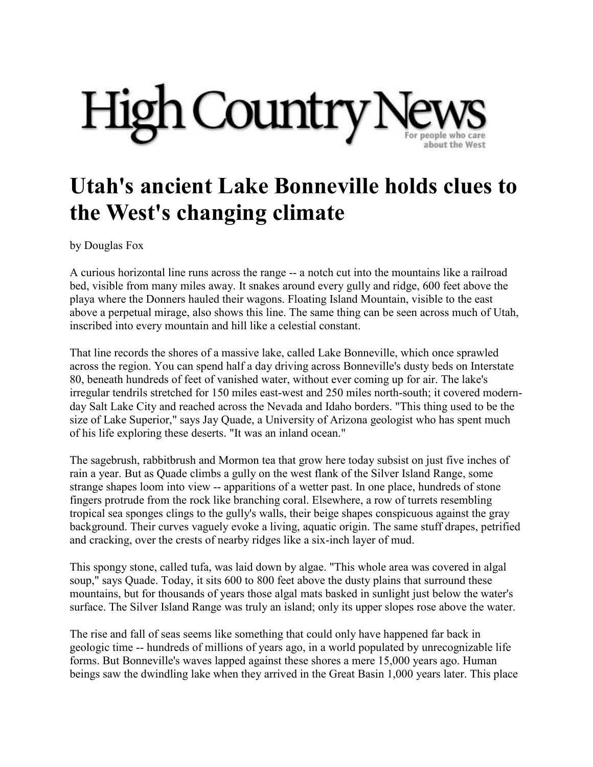High Country News

For people who care about the West

# Utah's ancient Lake Bonneville holds clues to the West's changing climate

by Douglas Fox

A curious horizontal line runs across the range -- a notch cut into the mountains like a railroad bed, visible from many miles away. It snakes around every gully and ridge, 600 feet above the playa where the Donners hauled their wagons. Floating Island Mountain, visible to the east above a perpetual mirage, also shows this line. The same thing can be seen across much of Utah, inscribed into every mountain and hill like a celestial constant.

That line records the shores of a massive lake, called Lake Bonneville, which once sprawled across the region. You can spend half a day driving across Bonneville's dusty beds on Interstate 80, beneath hundreds of feet of vanished water, without ever coming up for air. The lake's irregular tendrils stretched for 150 miles east-west and 250 miles north-south; it covered modern-day Salt Lake City and reached across the Nevada and Idaho borders. "This thing used to be the size of Lake Superior," says Jay Quade, a University of Arizona geologist who has spent much of his life exploring these deserts. "It was an inland ocean."

The sagebrush, rabbitbrush and Mormon tea that grow here today subsist on just five inches of rain a year. But as Quade climbs a gully on the west flank of the Silver Island Range, some strange shapes loom into view -- apparitions of a wetter past. In one place, hundreds of stone fingers protrude from the rock like branching coral. Elsewhere, a row of turrets resembling tropical sea sponges clings to the gully's walls, their beige shapes conspicuous against the gray background. Their curves vaguely evoke a living, aquatic origin. The same stuff drapes, petrified and cracking, over the crests of nearby ridges like a six-inch layer of mud.

This spongy stone, called tufa, was laid down by algae. "This whole area was covered in algal soup," says Quade. Today, it sits 600 to 800 feet above the dusty plains that surround these mountains, but for thousands of years those algal mats basked in sunlight just below the water's surface. The Silver Island Range was truly an island; only its upper slopes rose above the water.

The rise and fall of seas seems like something that could only have happened far back in geologic time -- hundreds of millions of years ago, in a world populated by unrecognizable life forms. But Bonneville's waves lapped against these shores a mere 15,000 years ago. Human beings saw the dwindling lake when they arrived in the Great Basin 1,000 years later. This place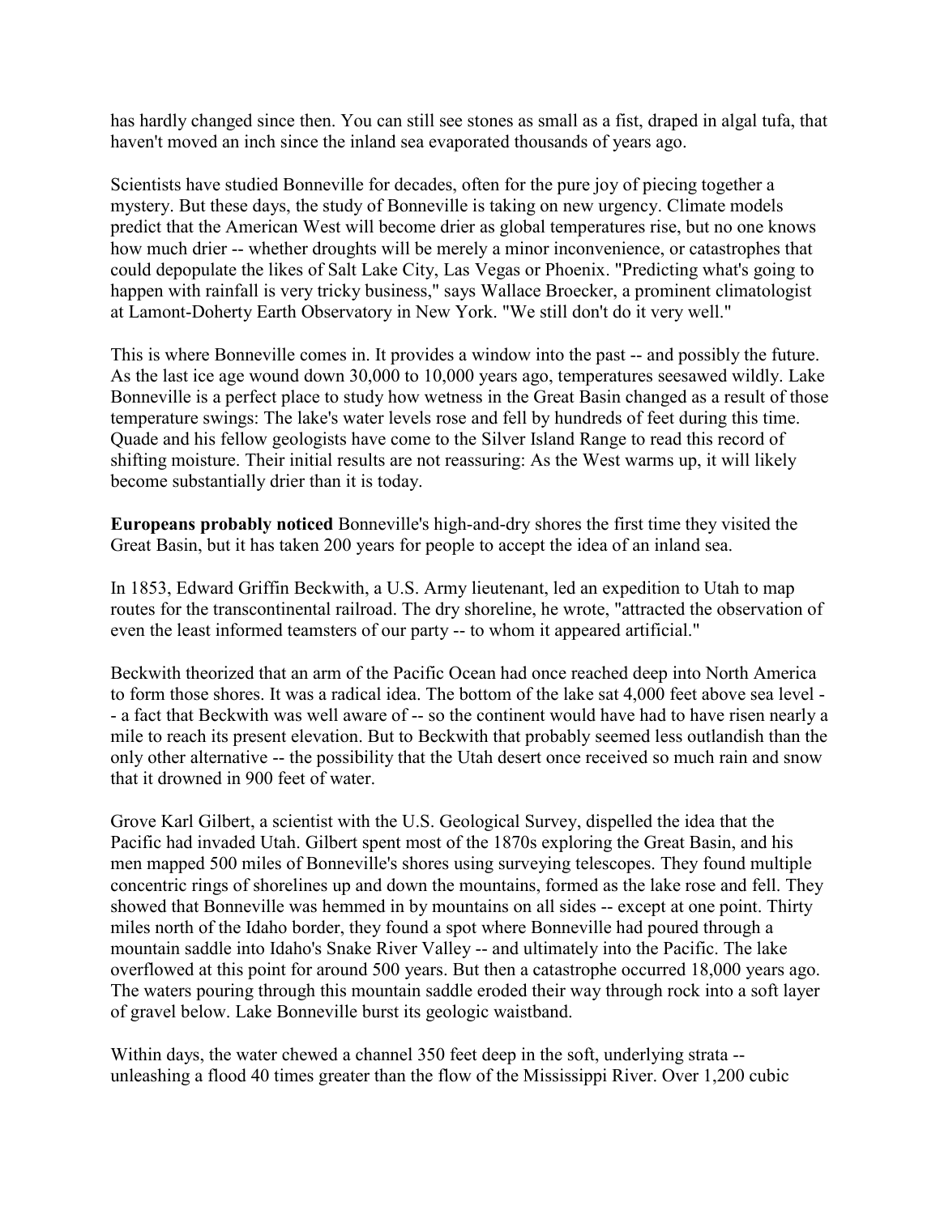has hardly changed since then. You can still see stones as small as a fist, draped in algal tufa, that haven't moved an inch since the inland sea evaporated thousands of years ago.

Scientists have studied Bonneville for decades, often for the pure joy of piecing together a mystery. But these days, the study of Bonneville is taking on new urgency. Climate models predict that the American West will become drier as global temperatures rise, but no one knows how much drier -- whether droughts will be merely a minor inconvenience, or catastrophes that could depopulate the likes of Salt Lake City, Las Vegas or Phoenix. "Predicting what's going to happen with rainfall is very tricky business," says Wallace Broecker, a prominent climatologist at Lamont-Doherty Earth Observatory in New York. "We still don't do it very well."

This is where Bonneville comes in. It provides a window into the past -- and possibly the future. As the last ice age wound down 30,000 to 10,000 years ago, temperatures seesawed wildly. Lake Bonneville is a perfect place to study how wetness in the Great Basin changed as a result of those temperature swings: The lake's water levels rose and fell by hundreds of feet during this time. Quade and his fellow geologists have come to the Silver Island Range to read this record of shifting moisture. Their initial results are not reassuring: As the West warms up, it will likely become substantially drier than it is today.

**Europeans probably noticed** Bonneville's high-and-dry shores the first time they visited the Great Basin, but it has taken 200 years for people to accept the idea of an inland sea.

In 1853, Edward Griffin Beckwith, a U.S. Army lieutenant, led an expedition to Utah to map routes for the transcontinental railroad. The dry shoreline, he wrote, "attracted the observation of even the least informed teamsters of our party -- to whom it appeared artificial."

Beckwith theorized that an arm of the Pacific Ocean had once reached deep into North America to form those shores. It was a radical idea. The bottom of the lake sat 4,000 feet above sea level -- a fact that Beckwith was well aware of -- so the continent would have had to have risen nearly a mile to reach its present elevation. But to Beckwith that probably seemed less outlandish than the only other alternative -- the possibility that the Utah desert once received so much rain and snow that it drowned in 900 feet of water.

Grove Karl Gilbert, a scientist with the U.S. Geological Survey, dispelled the idea that the Pacific had invaded Utah. Gilbert spent most of the 1870s exploring the Great Basin, and his men mapped 500 miles of Bonneville's shores using surveying telescopes. They found multiple concentric rings of shorelines up and down the mountains, formed as the lake rose and fell. They showed that Bonneville was hemmed in by mountains on all sides -- except at one point. Thirty miles north of the Idaho border, they found a spot where Bonneville had poured through a mountain saddle into Idaho's Snake River Valley -- and ultimately into the Pacific. The lake overflowed at this point for around 500 years. But then a catastrophe occurred 18,000 years ago. The waters pouring through this mountain saddle eroded their way through rock into a soft layer of gravel below. Lake Bonneville burst its geologic waistband.

Within days, the water chewed a channel 350 feet deep in the soft, underlying strata -- unleashing a flood 40 times greater than the flow of the Mississippi River. Over 1,200 cubic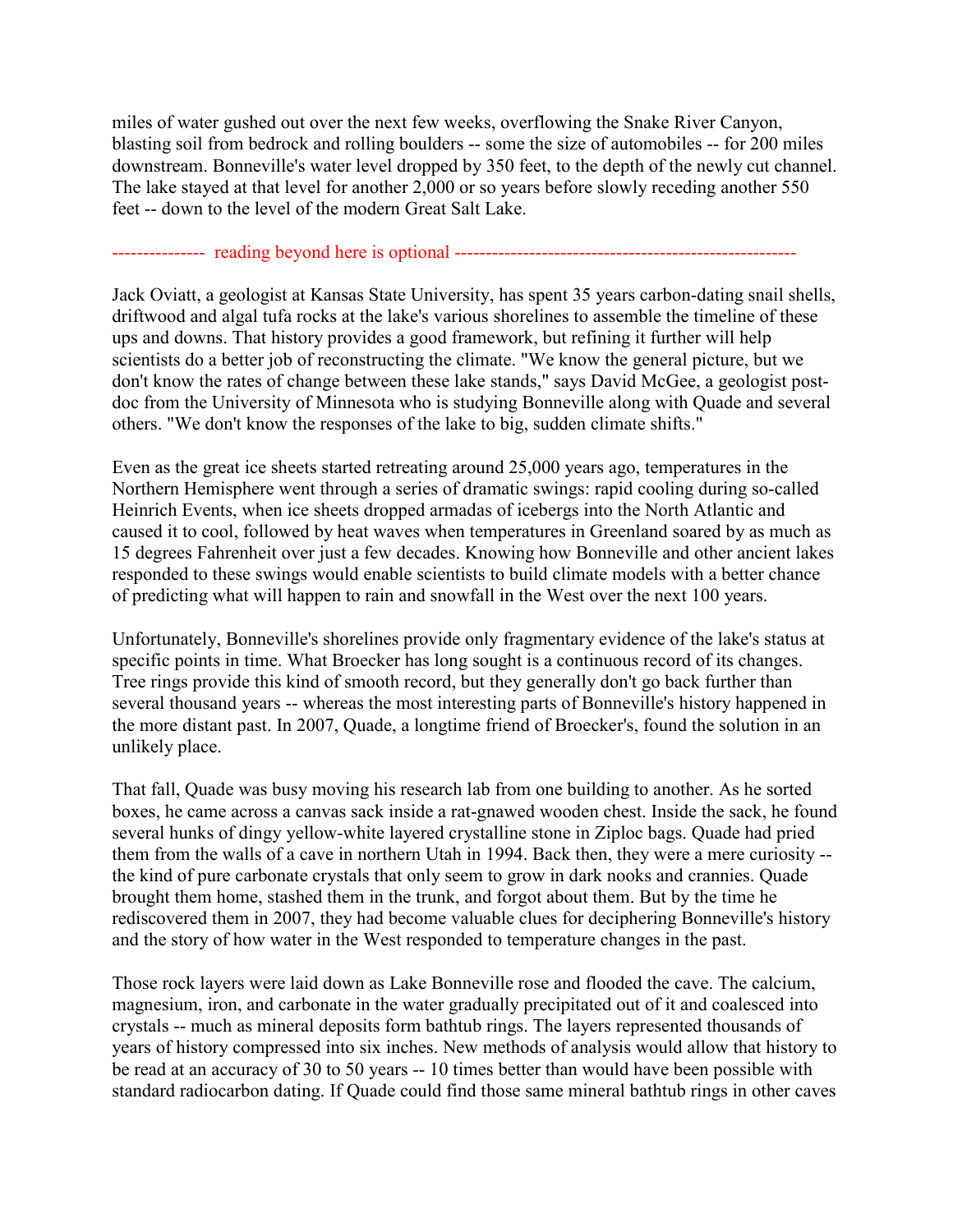miles of water gushed out over the next few weeks, overflowing the Snake River Canyon, blasting soil from bedrock and rolling boulders -- some the size of automobiles -- for 200 miles downstream. Bonneville's water level dropped by 350 feet, to the depth of the newly cut channel. The lake stayed at that level for another 2,000 or so years before slowly receding another 550 feet -- down to the level of the modern Great Salt Lake.

-------------- reading beyond here is optional ------------------------------------------------------

Jack Oviatt, a geologist at Kansas State University, has spent 35 years carbon-dating snail shells, driftwood and algal tufa rocks at the lake's various shorelines to assemble the timeline of these ups and downs. That history provides a good framework, but refining it further will help scientists do a better job of reconstructing the climate. "We know the general picture, but we don't know the rates of change between these lake stands," says David McGee, a geologist post-doc from the University of Minnesota who is studying Bonneville along with Quade and several others. "We don't know the responses of the lake to big, sudden climate shifts."

Even as the great ice sheets started retreating around 25,000 years ago, temperatures in the Northern Hemisphere went through a series of dramatic swings: rapid cooling during so-called Heinrich Events, when ice sheets dropped armadas of icebergs into the North Atlantic and caused it to cool, followed by heat waves when temperatures in Greenland soared by as much as 15 degrees Fahrenheit over just a few decades. Knowing how Bonneville and other ancient lakes responded to these swings would enable scientists to build climate models with a better chance of predicting what will happen to rain and snowfall in the West over the next 100 years.

Unfortunately, Bonneville's shorelines provide only fragmentary evidence of the lake's status at specific points in time. What Broecker has long sought is a continuous record of its changes. Tree rings provide this kind of smooth record, but they generally don't go back further than several thousand years -- whereas the most interesting parts of Bonneville's history happened in the more distant past. In 2007, Quade, a longtime friend of Broecker's, found the solution in an unlikely place.

That fall, Quade was busy moving his research lab from one building to another. As he sorted boxes, he came across a canvas sack inside a rat-gnawed wooden chest. Inside the sack, he found several hunks of dingy yellow-white layered crystalline stone in Ziploc bags. Quade had pried them from the walls of a cave in northern Utah in 1994. Back then, they were a mere curiosity -- the kind of pure carbonate crystals that only seem to grow in dark nooks and crannies. Quade brought them home, stashed them in the trunk, and forgot about them. But by the time he rediscovered them in 2007, they had become valuable clues for deciphering Bonneville's history and the story of how water in the West responded to temperature changes in the past.

Those rock layers were laid down as Lake Bonneville rose and flooded the cave. The calcium, magnesium, iron, and carbonate in the water gradually precipitated out of it and coalesced into crystals -- much as mineral deposits form bathtub rings. The layers represented thousands of years of history compressed into six inches. New methods of analysis would allow that history to be read at an accuracy of 30 to 50 years -- 10 times better than would have been possible with standard radiocarbon dating. If Quade could find those same mineral bathtub rings in other caves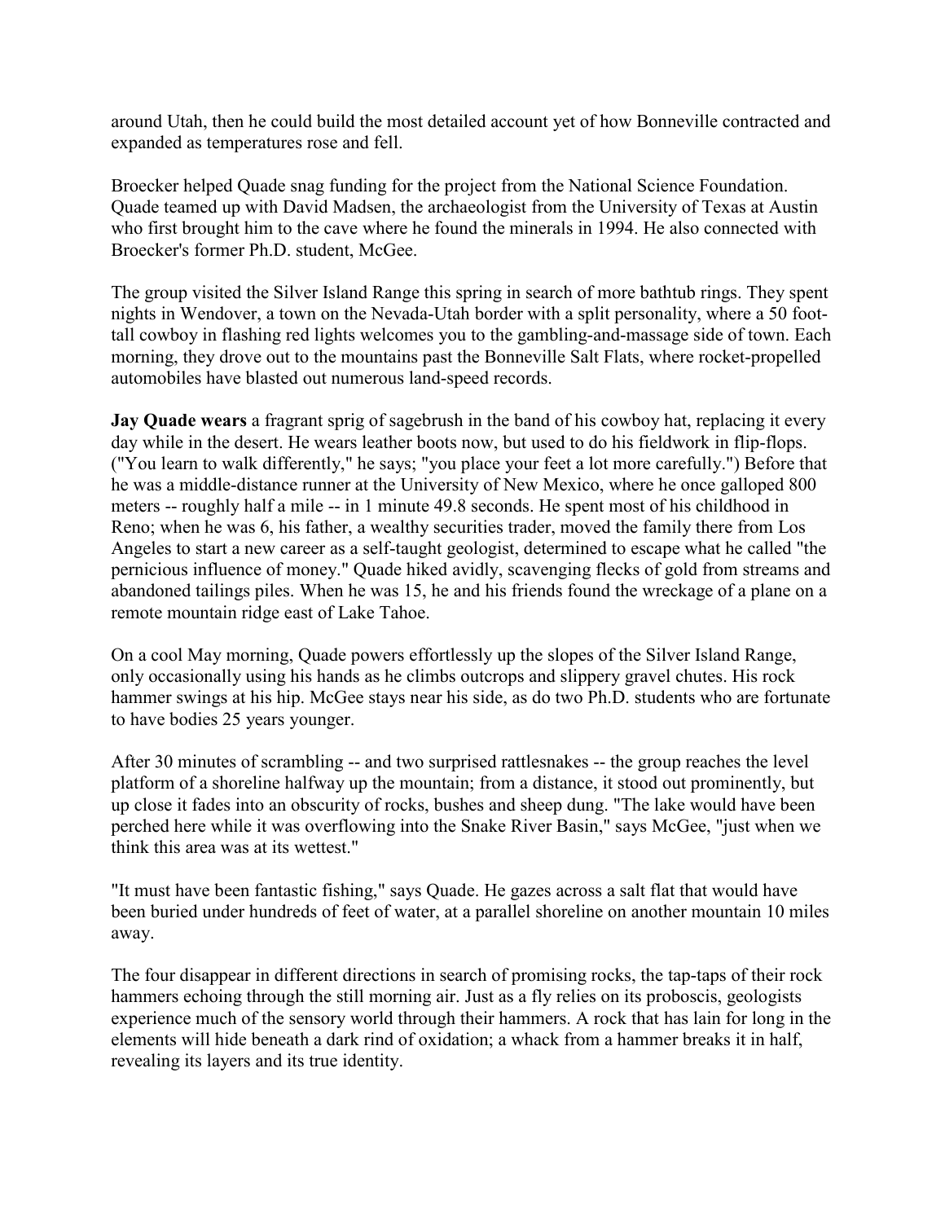around Utah, then he could build the most detailed account yet of how Bonneville contracted and expanded as temperatures rose and fell.

Broecker helped Quade snag funding for the project from the National Science Foundation. Quade teamed up with David Madsen, the archaeologist from the University of Texas at Austin who first brought him to the cave where he found the minerals in 1994. He also connected with Broecker's former Ph.D. student, McGee.

The group visited the Silver Island Range this spring in search of more bathtub rings. They spent nights in Wendover, a town on the Nevada-Utah border with a split personality, where a 50 foot-tall cowboy in flashing red lights welcomes you to the gambling-and-massage side of town. Each morning, they drove out to the mountains past the Bonneville Salt Flats, where rocket-propelled automobiles have blasted out numerous land-speed records.

**Jay Quade wears** a fragrant sprig of sagebrush in the band of his cowboy hat, replacing it every day while in the desert. He wears leather boots now, but used to do his fieldwork in flip-flops. ("You learn to walk differently," he says; "you place your feet a lot more carefully.") Before that he was a middle-distance runner at the University of New Mexico, where he once galloped 800 meters -- roughly half a mile -- in 1 minute 49.8 seconds. He spent most of his childhood in Reno; when he was 6, his father, a wealthy securities trader, moved the family there from Los Angeles to start a new career as a self-taught geologist, determined to escape what he called "the pernicious influence of money." Quade hiked avidly, scavenging flecks of gold from streams and abandoned tailings piles. When he was 15, he and his friends found the wreckage of a plane on a remote mountain ridge east of Lake Tahoe.

On a cool May morning, Quade powers effortlessly up the slopes of the Silver Island Range, only occasionally using his hands as he climbs outcrops and slippery gravel chutes. His rock hammer swings at his hip. McGee stays near his side, as do two Ph.D. students who are fortunate to have bodies 25 years younger.

After 30 minutes of scrambling -- and two surprised rattlesnakes -- the group reaches the level platform of a shoreline halfway up the mountain; from a distance, it stood out prominently, but up close it fades into an obscurity of rocks, bushes and sheep dung. "The lake would have been perched here while it was overflowing into the Snake River Basin," says McGee, "just when we think this area was at its wettest."

"It must have been fantastic fishing," says Quade. He gazes across a salt flat that would have been buried under hundreds of feet of water, at a parallel shoreline on another mountain 10 miles away.

The four disappear in different directions in search of promising rocks, the tap-taps of their rock hammers echoing through the still morning air. Just as a fly relies on its proboscis, geologists experience much of the sensory world through their hammers. A rock that has lain for long in the elements will hide beneath a dark rind of oxidation; a whack from a hammer breaks it in half, revealing its layers and its true identity.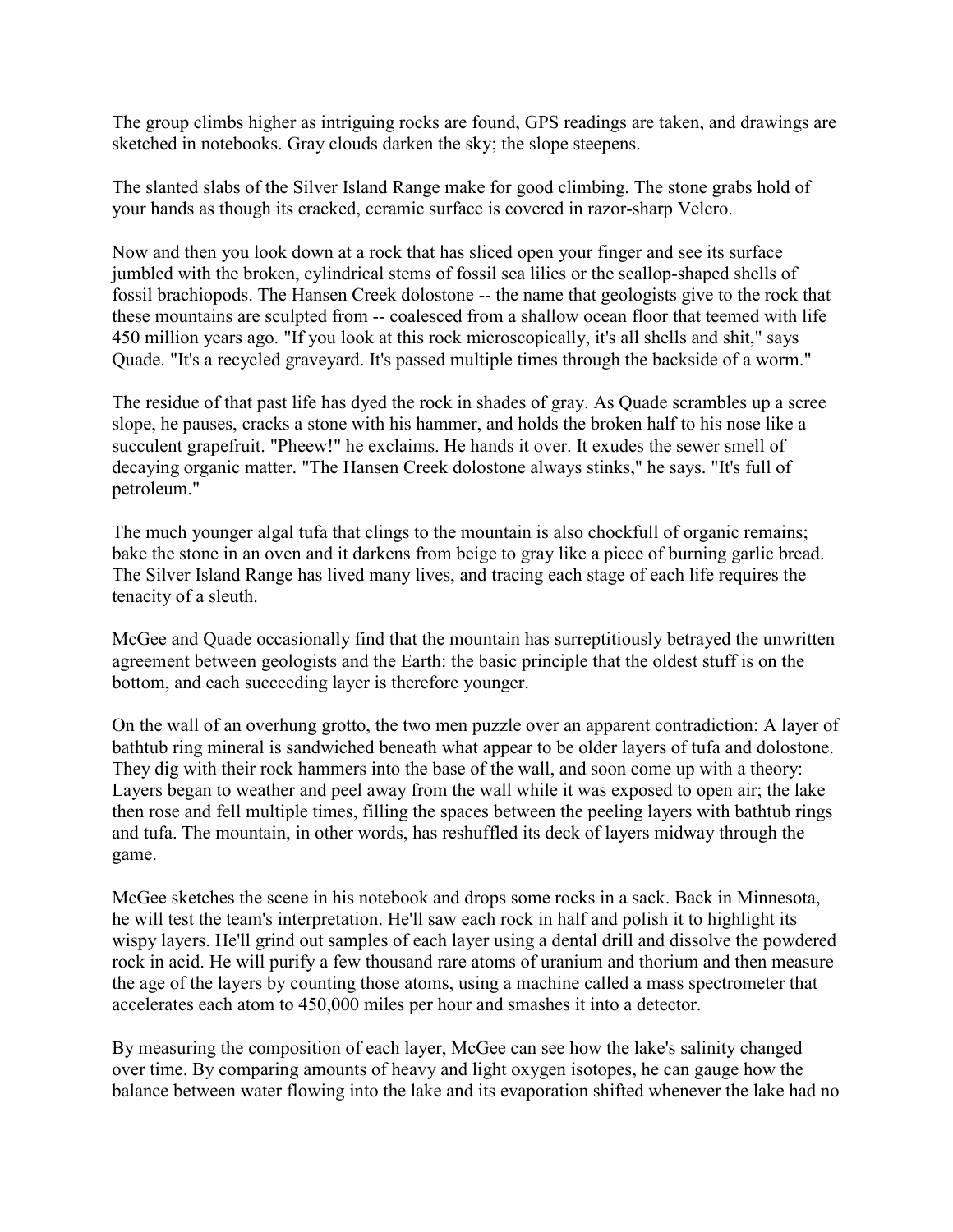The group climbs higher as intriguing rocks are found, GPS readings are taken, and drawings are sketched in notebooks. Gray clouds darken the sky; the slope steepens.

The slanted slabs of the Silver Island Range make for good climbing. The stone grabs hold of your hands as though its cracked, ceramic surface is covered in razor-sharp Velcro.

Now and then you look down at a rock that has sliced open your finger and see its surface jumbled with the broken, cylindrical stems of fossil sea lilies or the scallop-shaped shells of fossil brachiopods. The Hansen Creek dolostone -- the name that geologists give to the rock that these mountains are sculpted from -- coalesced from a shallow ocean floor that teemed with life 450 million years ago. "If you look at this rock microscopically, it's all shells and shit," says Quade. "It's a recycled graveyard. It's passed multiple times through the backside of a worm."

The residue of that past life has dyed the rock in shades of gray. As Quade scrambles up a scree slope, he pauses, cracks a stone with his hammer, and holds the broken half to his nose like a succulent grapefruit. "Pheew!" he exclaims. He hands it over. It exudes the sewer smell of decaying organic matter. "The Hansen Creek dolostone always stinks," he says. "It's full of petroleum."

The much younger algal tufa that clings to the mountain is also chockfull of organic remains; bake the stone in an oven and it darkens from beige to gray like a piece of burning garlic bread. The Silver Island Range has lived many lives, and tracing each stage of each life requires the tenacity of a sleuth.

McGee and Quade occasionally find that the mountain has surreptitiously betrayed the unwritten agreement between geologists and the Earth: the basic principle that the oldest stuff is on the bottom, and each succeeding layer is therefore younger.

On the wall of an overhung grotto, the two men puzzle over an apparent contradiction: A layer of bathtub ring mineral is sandwiched beneath what appear to be older layers of tufa and dolostone. They dig with their rock hammers into the base of the wall, and soon come up with a theory: Layers began to weather and peel away from the wall while it was exposed to open air; the lake then rose and fell multiple times, filling the spaces between the peeling layers with bathtub rings and tufa. The mountain, in other words, has reshuffled its deck of layers midway through the game.

McGee sketches the scene in his notebook and drops some rocks in a sack. Back in Minnesota, he will test the team's interpretation. He'll saw each rock in half and polish it to highlight its wispy layers. He'll grind out samples of each layer using a dental drill and dissolve the powdered rock in acid. He will purify a few thousand rare atoms of uranium and thorium and then measure the age of the layers by counting those atoms, using a machine called a mass spectrometer that accelerates each atom to 450,000 miles per hour and smashes it into a detector.

By measuring the composition of each layer, McGee can see how the lake's salinity changed over time. By comparing amounts of heavy and light oxygen isotopes, he can gauge how the balance between water flowing into the lake and its evaporation shifted whenever the lake had no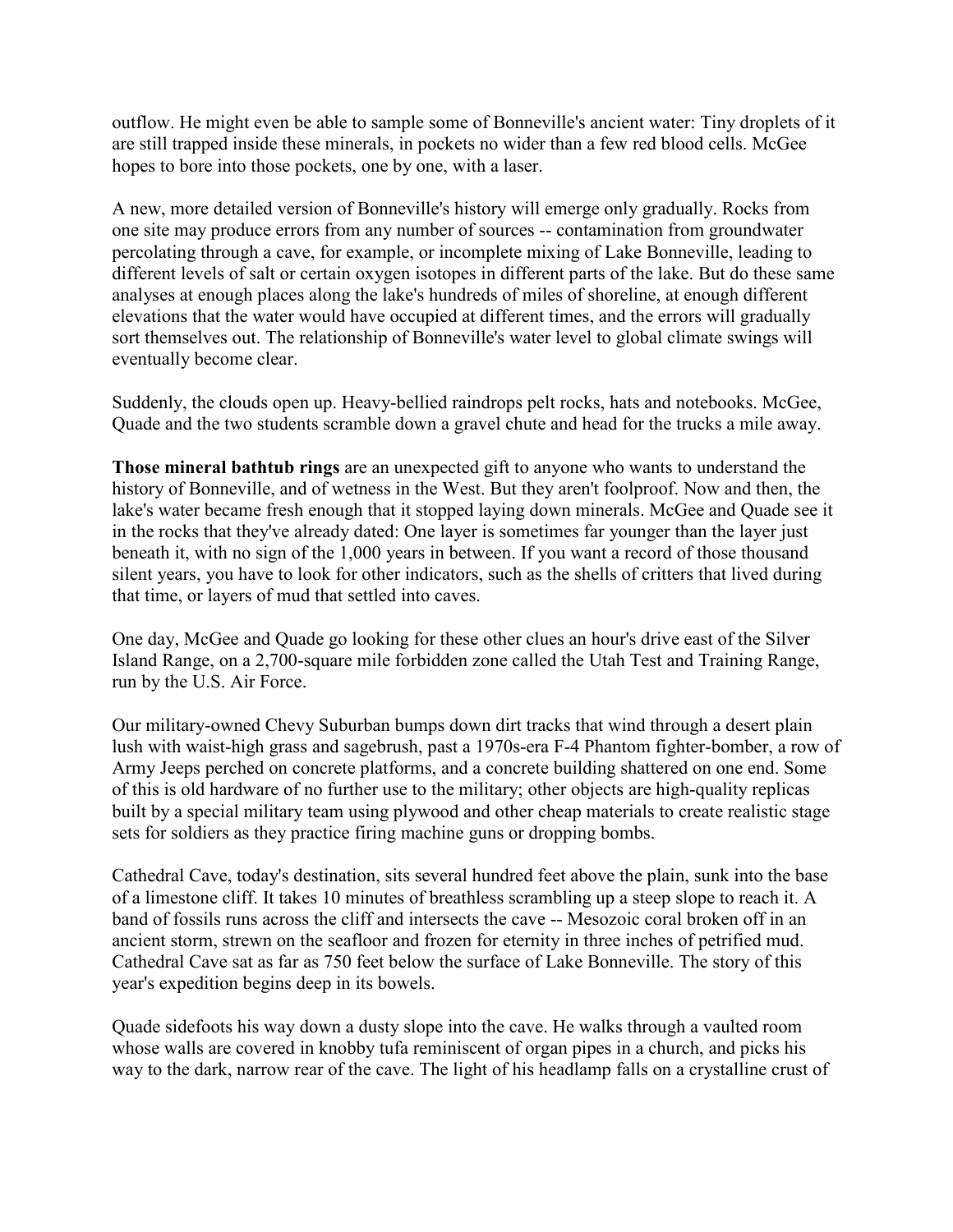outflow. He might even be able to sample some of Bonneville's ancient water: Tiny droplets of it are still trapped inside these minerals, in pockets no wider than a few red blood cells. McGee hopes to bore into those pockets, one by one, with a laser.

A new, more detailed version of Bonneville's history will emerge only gradually. Rocks from one site may produce errors from any number of sources -- contamination from groundwater percolating through a cave, for example, or incomplete mixing of Lake Bonneville, leading to different levels of salt or certain oxygen isotopes in different parts of the lake. But do these same analyses at enough places along the lake's hundreds of miles of shoreline, at enough different elevations that the water would have occupied at different times, and the errors will gradually sort themselves out. The relationship of Bonneville's water level to global climate swings will eventually become clear.

Suddenly, the clouds open up. Heavy-bellied raindrops pelt rocks, hats and notebooks. McGee, Quade and the two students scramble down a gravel chute and head for the trucks a mile away.

**Those mineral bathtub rings** are an unexpected gift to anyone who wants to understand the history of Bonneville, and of wetness in the West. But they aren't foolproof. Now and then, the lake's water became fresh enough that it stopped laying down minerals. McGee and Quade see it in the rocks that they've already dated: One layer is sometimes far younger than the layer just beneath it, with no sign of the 1,000 years in between. If you want a record of those thousand silent years, you have to look for other indicators, such as the shells of critters that lived during that time, or layers of mud that settled into caves.

One day, McGee and Quade go looking for these other clues an hour's drive east of the Silver Island Range, on a 2,700-square mile forbidden zone called the Utah Test and Training Range, run by the U.S. Air Force.

Our military-owned Chevy Suburban bumps down dirt tracks that wind through a desert plain lush with waist-high grass and sagebrush, past a 1970s-era F-4 Phantom fighter-bomber, a row of Army Jeeps perched on concrete platforms, and a concrete building shattered on one end. Some of this is old hardware of no further use to the military; other objects are high-quality replicas built by a special military team using plywood and other cheap materials to create realistic stage sets for soldiers as they practice firing machine guns or dropping bombs.

Cathedral Cave, today's destination, sits several hundred feet above the plain, sunk into the base of a limestone cliff. It takes 10 minutes of breathless scrambling up a steep slope to reach it. A band of fossils runs across the cliff and intersects the cave -- Mesozoic coral broken off in an ancient storm, strewn on the seafloor and frozen for eternity in three inches of petrified mud. Cathedral Cave sat as far as 750 feet below the surface of Lake Bonneville. The story of this year's expedition begins deep in its bowels.

Quade sidefoots his way down a dusty slope into the cave. He walks through a vaulted room whose walls are covered in knobby tufa reminiscent of organ pipes in a church, and picks his way to the dark, narrow rear of the cave. The light of his headlamp falls on a crystalline crust of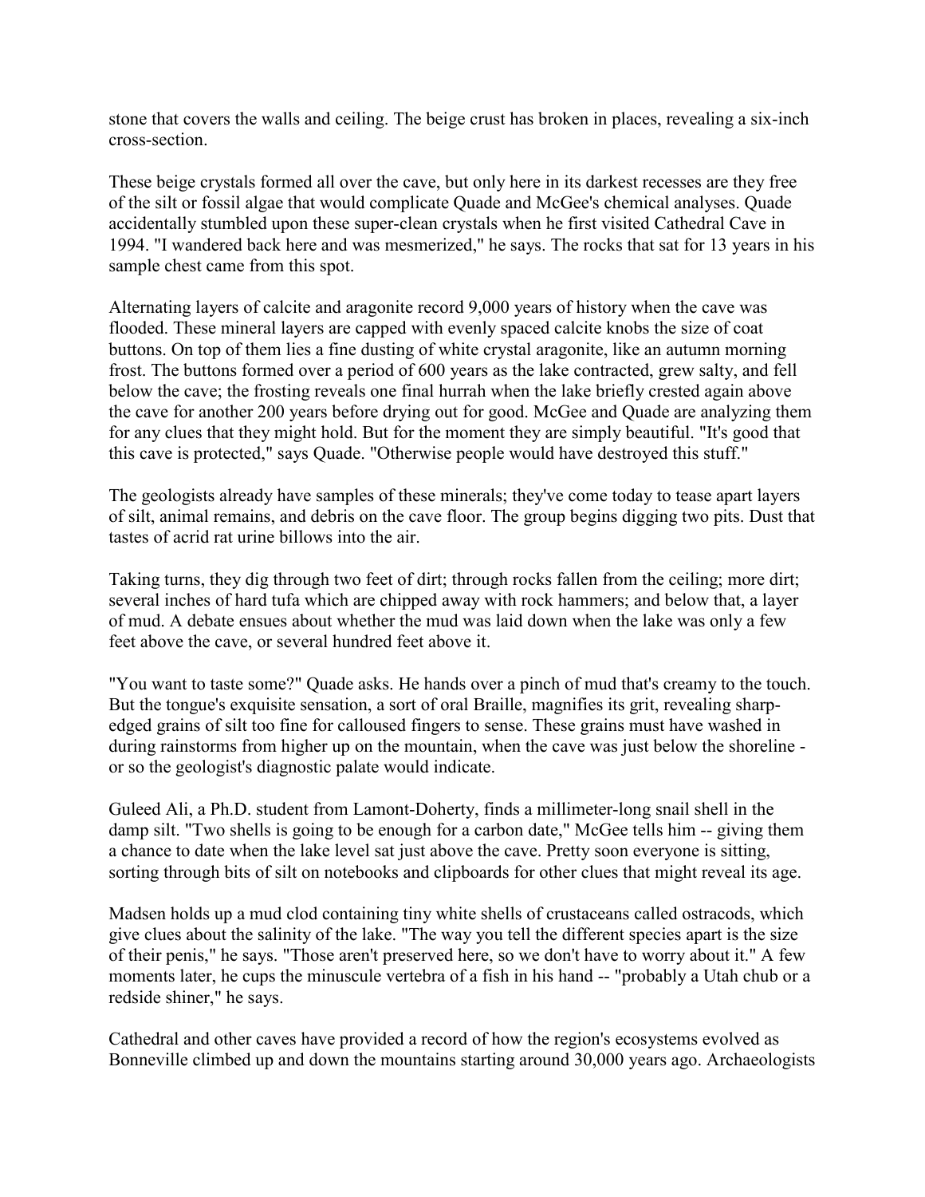stone that covers the walls and ceiling. The beige crust has broken in places, revealing a six-inch cross-section.

These beige crystals formed all over the cave, but only here in its darkest recesses are they free of the silt or fossil algae that would complicate Quade and McGee's chemical analyses. Quade accidentally stumbled upon these super-clean crystals when he first visited Cathedral Cave in 1994. "I wandered back here and was mesmerized," he says. The rocks that sat for 13 years in his sample chest came from this spot.

Alternating layers of calcite and aragonite record 9,000 years of history when the cave was flooded. These mineral layers are capped with evenly spaced calcite knobs the size of coat buttons. On top of them lies a fine dusting of white crystal aragonite, like an autumn morning frost. The buttons formed over a period of 600 years as the lake contracted, grew salty, and fell below the cave; the frosting reveals one final hurrah when the lake briefly crested again above the cave for another 200 years before drying out for good. McGee and Quade are analyzing them for any clues that they might hold. But for the moment they are simply beautiful. "It's good that this cave is protected," says Quade. "Otherwise people would have destroyed this stuff."

The geologists already have samples of these minerals; they've come today to tease apart layers of silt, animal remains, and debris on the cave floor. The group begins digging two pits. Dust that tastes of acrid rat urine billows into the air.

Taking turns, they dig through two feet of dirt; through rocks fallen from the ceiling; more dirt; several inches of hard tufa which are chipped away with rock hammers; and below that, a layer of mud. A debate ensues about whether the mud was laid down when the lake was only a few feet above the cave, or several hundred feet above it.

"You want to taste some?" Quade asks. He hands over a pinch of mud that's creamy to the touch. But the tongue's exquisite sensation, a sort of oral Braille, magnifies its grit, revealing sharp-edged grains of silt too fine for calloused fingers to sense. These grains must have washed in during rainstorms from higher up on the mountain, when the cave was just below the shoreline - or so the geologist's diagnostic palate would indicate.

Guleed Ali, a Ph.D. student from Lamont-Doherty, finds a millimeter-long snail shell in the damp silt. "Two shells is going to be enough for a carbon date," McGee tells him -- giving them a chance to date when the lake level sat just above the cave. Pretty soon everyone is sitting, sorting through bits of silt on notebooks and clipboards for other clues that might reveal its age.

Madsen holds up a mud clod containing tiny white shells of crustaceans called ostracods, which give clues about the salinity of the lake. "The way you tell the different species apart is the size of their penis," he says. "Those aren't preserved here, so we don't have to worry about it." A few moments later, he cups the minuscule vertebra of a fish in his hand -- "probably a Utah chub or a redside shiner," he says.

Cathedral and other caves have provided a record of how the region's ecosystems evolved as Bonneville climbed up and down the mountains starting around 30,000 years ago. Archaeologists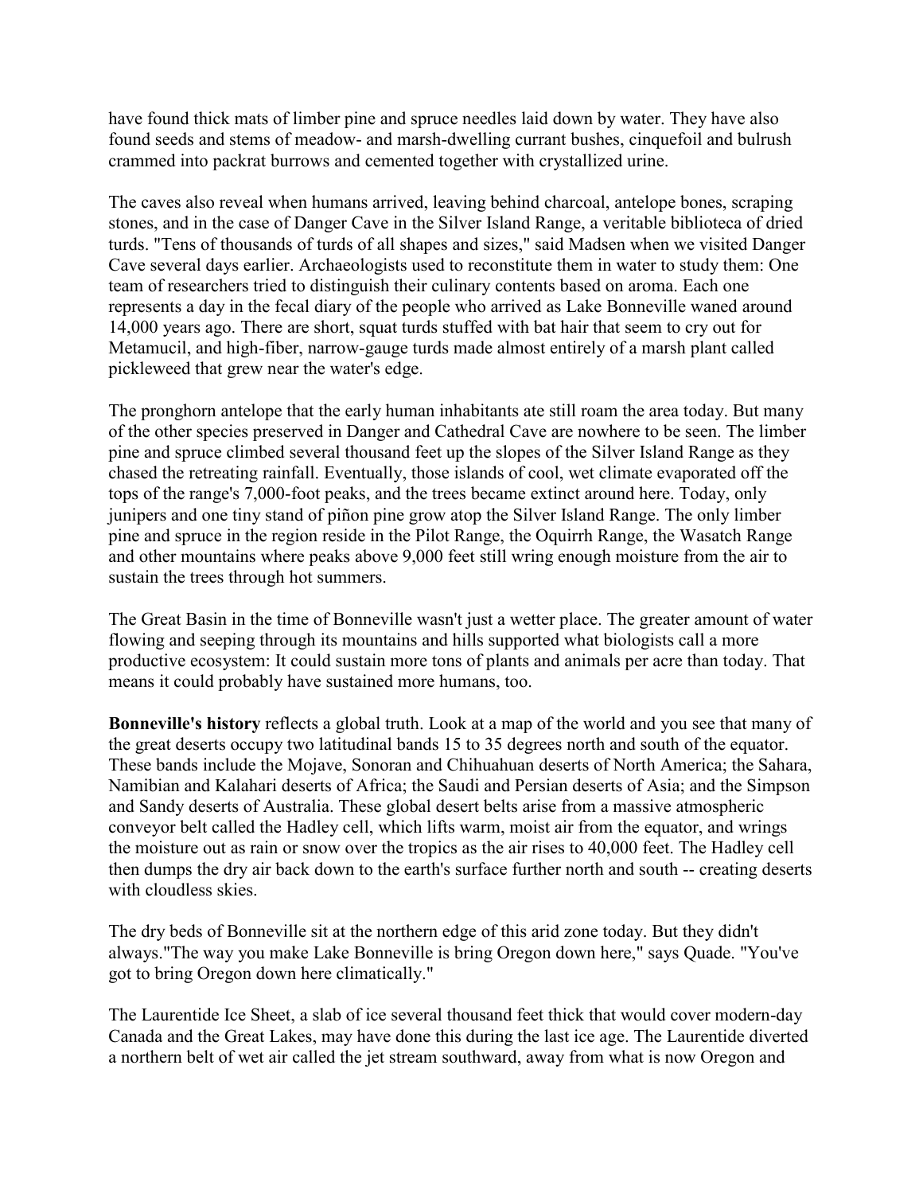have found thick mats of limber pine and spruce needles laid down by water. They have also found seeds and stems of meadow- and marsh-dwelling currant bushes, cinquefoil and bulrush crammed into packrat burrows and cemented together with crystallized urine.

The caves also reveal when humans arrived, leaving behind charcoal, antelope bones, scraping stones, and in the case of Danger Cave in the Silver Island Range, a veritable biblioteca of dried turds. "Tens of thousands of turds of all shapes and sizes," said Madsen when we visited Danger Cave several days earlier. Archaeologists used to reconstitute them in water to study them: One team of researchers tried to distinguish their culinary contents based on aroma. Each one represents a day in the fecal diary of the people who arrived as Lake Bonneville waned around 14,000 years ago. There are short, squat turds stuffed with bat hair that seem to cry out for Metamucil, and high-fiber, narrow-gauge turds made almost entirely of a marsh plant called pickleweed that grew near the water's edge.

The pronghorn antelope that the early human inhabitants ate still roam the area today. But many of the other species preserved in Danger and Cathedral Cave are nowhere to be seen. The limber pine and spruce climbed several thousand feet up the slopes of the Silver Island Range as they chased the retreating rainfall. Eventually, those islands of cool, wet climate evaporated off the tops of the range's 7,000-foot peaks, and the trees became extinct around here. Today, only junipers and one tiny stand of piñon pine grow atop the Silver Island Range. The only limber pine and spruce in the region reside in the Pilot Range, the Oquirrh Range, the Wasatch Range and other mountains where peaks above 9,000 feet still wring enough moisture from the air to sustain the trees through hot summers.

The Great Basin in the time of Bonneville wasn't just a wetter place. The greater amount of water flowing and seeping through its mountains and hills supported what biologists call a more productive ecosystem: It could sustain more tons of plants and animals per acre than today. That means it could probably have sustained more humans, too.

**Bonneville's history** reflects a global truth. Look at a map of the world and you see that many of the great deserts occupy two latitudinal bands 15 to 35 degrees north and south of the equator. These bands include the Mojave, Sonoran and Chihuahuan deserts of North America; the Sahara, Namibian and Kalahari deserts of Africa; the Saudi and Persian deserts of Asia; and the Simpson and Sandy deserts of Australia. These global desert belts arise from a massive atmospheric conveyor belt called the Hadley cell, which lifts warm, moist air from the equator, and wrings the moisture out as rain or snow over the tropics as the air rises to 40,000 feet. The Hadley cell then dumps the dry air back down to the earth's surface further north and south -- creating deserts with cloudless skies.

The dry beds of Bonneville sit at the northern edge of this arid zone today. But they didn't always."The way you make Lake Bonneville is bring Oregon down here," says Quade. "You've got to bring Oregon down here climatically."

The Laurentide Ice Sheet, a slab of ice several thousand feet thick that would cover modern-day Canada and the Great Lakes, may have done this during the last ice age. The Laurentide diverted a northern belt of wet air called the jet stream southward, away from what is now Oregon and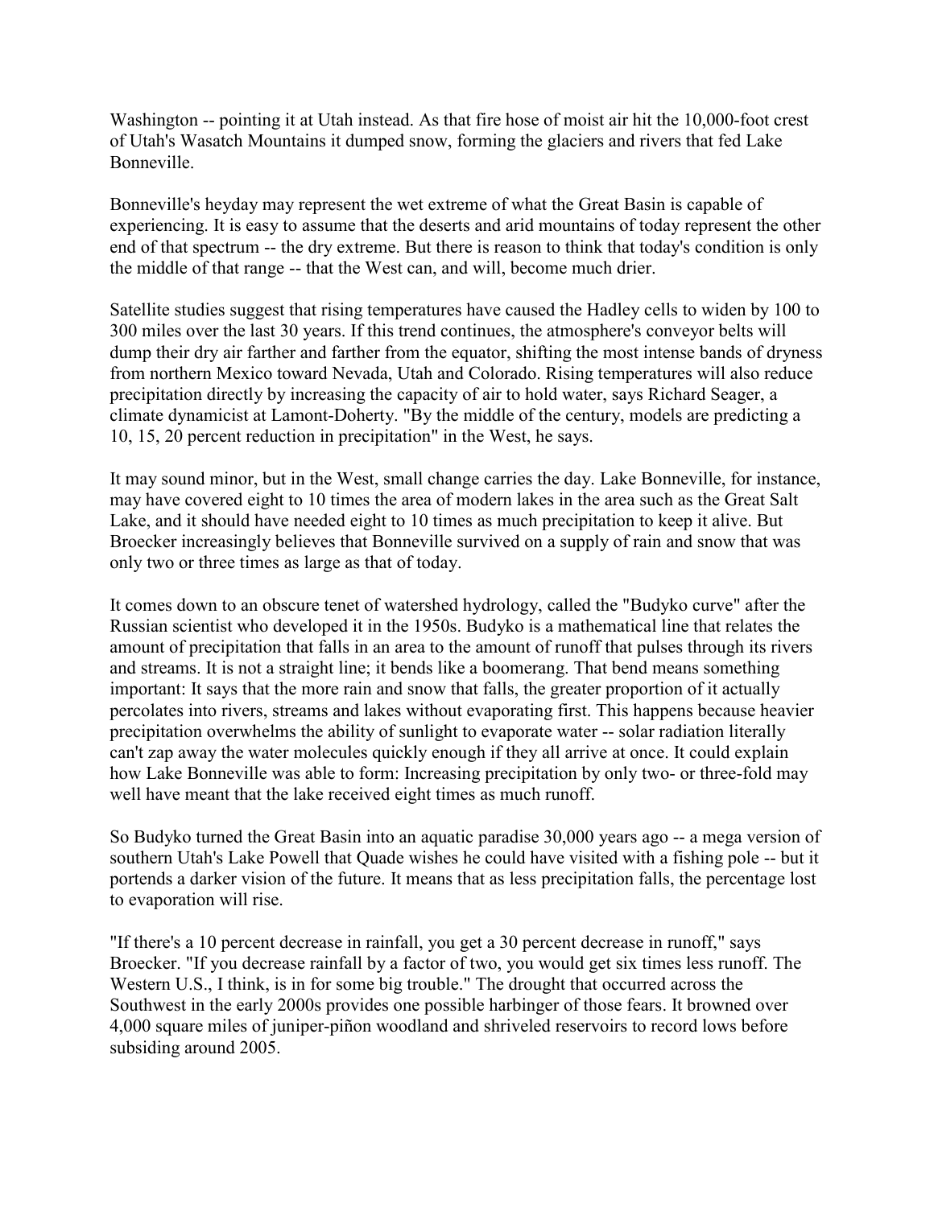Washington -- pointing it at Utah instead. As that fire hose of moist air hit the 10,000-foot crest of Utah's Wasatch Mountains it dumped snow, forming the glaciers and rivers that fed Lake Bonneville.

Bonneville's heyday may represent the wet extreme of what the Great Basin is capable of experiencing. It is easy to assume that the deserts and arid mountains of today represent the other end of that spectrum -- the dry extreme. But there is reason to think that today's condition is only the middle of that range -- that the West can, and will, become much drier.

Satellite studies suggest that rising temperatures have caused the Hadley cells to widen by 100 to 300 miles over the last 30 years. If this trend continues, the atmosphere's conveyor belts will dump their dry air farther and farther from the equator, shifting the most intense bands of dryness from northern Mexico toward Nevada, Utah and Colorado. Rising temperatures will also reduce precipitation directly by increasing the capacity of air to hold water, says Richard Seager, a climate dynamicist at Lamont-Doherty. "By the middle of the century, models are predicting a 10, 15, 20 percent reduction in precipitation" in the West, he says.

It may sound minor, but in the West, small change carries the day. Lake Bonneville, for instance, may have covered eight to 10 times the area of modern lakes in the area such as the Great Salt Lake, and it should have needed eight to 10 times as much precipitation to keep it alive. But Broecker increasingly believes that Bonneville survived on a supply of rain and snow that was only two or three times as large as that of today.

It comes down to an obscure tenet of watershed hydrology, called the "Budyko curve" after the Russian scientist who developed it in the 1950s. Budyko is a mathematical line that relates the amount of precipitation that falls in an area to the amount of runoff that pulses through its rivers and streams. It is not a straight line; it bends like a boomerang. That bend means something important: It says that the more rain and snow that falls, the greater proportion of it actually percolates into rivers, streams and lakes without evaporating first. This happens because heavier precipitation overwhelms the ability of sunlight to evaporate water -- solar radiation literally can't zap away the water molecules quickly enough if they all arrive at once. It could explain how Lake Bonneville was able to form: Increasing precipitation by only two- or three-fold may well have meant that the lake received eight times as much runoff.

So Budyko turned the Great Basin into an aquatic paradise 30,000 years ago -- a mega version of southern Utah's Lake Powell that Quade wishes he could have visited with a fishing pole -- but it portends a darker vision of the future. It means that as less precipitation falls, the percentage lost to evaporation will rise.

"If there's a 10 percent decrease in rainfall, you get a 30 percent decrease in runoff," says Broecker. "If you decrease rainfall by a factor of two, you would get six times less runoff. The Western U.S., I think, is in for some big trouble." The drought that occurred across the Southwest in the early 2000s provides one possible harbinger of those fears. It browned over 4,000 square miles of juniper-piñon woodland and shriveled reservoirs to record lows before subsiding around 2005.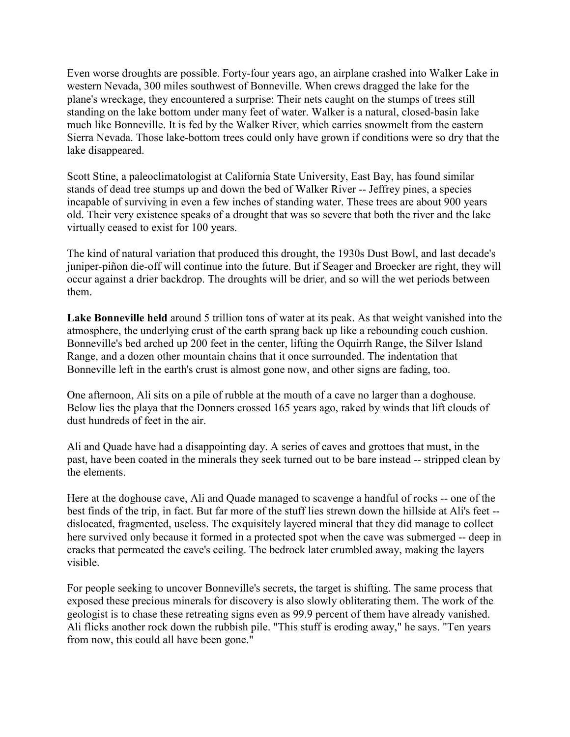Even worse droughts are possible. Forty-four years ago, an airplane crashed into Walker Lake in western Nevada, 300 miles southwest of Bonneville. When crews dragged the lake for the plane's wreckage, they encountered a surprise: Their nets caught on the stumps of trees still standing on the lake bottom under many feet of water. Walker is a natural, closed-basin lake much like Bonneville. It is fed by the Walker River, which carries snowmelt from the eastern Sierra Nevada. Those lake-bottom trees could only have grown if conditions were so dry that the lake disappeared.

Scott Stine, a paleoclimatologist at California State University, East Bay, has found similar stands of dead tree stumps up and down the bed of Walker River -- Jeffrey pines, a species incapable of surviving in even a few inches of standing water. These trees are about 900 years old. Their very existence speaks of a drought that was so severe that both the river and the lake virtually ceased to exist for 100 years.

The kind of natural variation that produced this drought, the 1930s Dust Bowl, and last decade's juniper-piñon die-off will continue into the future. But if Seager and Broecker are right, they will occur against a drier backdrop. The droughts will be drier, and so will the wet periods between them.

**Lake Bonneville held** around 5 trillion tons of water at its peak. As that weight vanished into the atmosphere, the underlying crust of the earth sprang back up like a rebounding couch cushion. Bonneville's bed arched up 200 feet in the center, lifting the Oquirrh Range, the Silver Island Range, and a dozen other mountain chains that it once surrounded. The indentation that Bonneville left in the earth's crust is almost gone now, and other signs are fading, too.

One afternoon, Ali sits on a pile of rubble at the mouth of a cave no larger than a doghouse. Below lies the playa that the Donners crossed 165 years ago, raked by winds that lift clouds of dust hundreds of feet in the air.

Ali and Quade have had a disappointing day. A series of caves and grottoes that must, in the past, have been coated in the minerals they seek turned out to be bare instead -- stripped clean by the elements.

Here at the doghouse cave, Ali and Quade managed to scavenge a handful of rocks -- one of the best finds of the trip, in fact. But far more of the stuff lies strewn down the hillside at Ali's feet -- dislocated, fragmented, useless. The exquisitely layered mineral that they did manage to collect here survived only because it formed in a protected spot when the cave was submerged -- deep in cracks that permeated the cave's ceiling. The bedrock later crumbled away, making the layers visible.

For people seeking to uncover Bonneville's secrets, the target is shifting. The same process that exposed these precious minerals for discovery is also slowly obliterating them. The work of the geologist is to chase these retreating signs even as 99.9 percent of them have already vanished. Ali flicks another rock down the rubbish pile. "This stuff is eroding away," he says. "Ten years from now, this could all have been gone."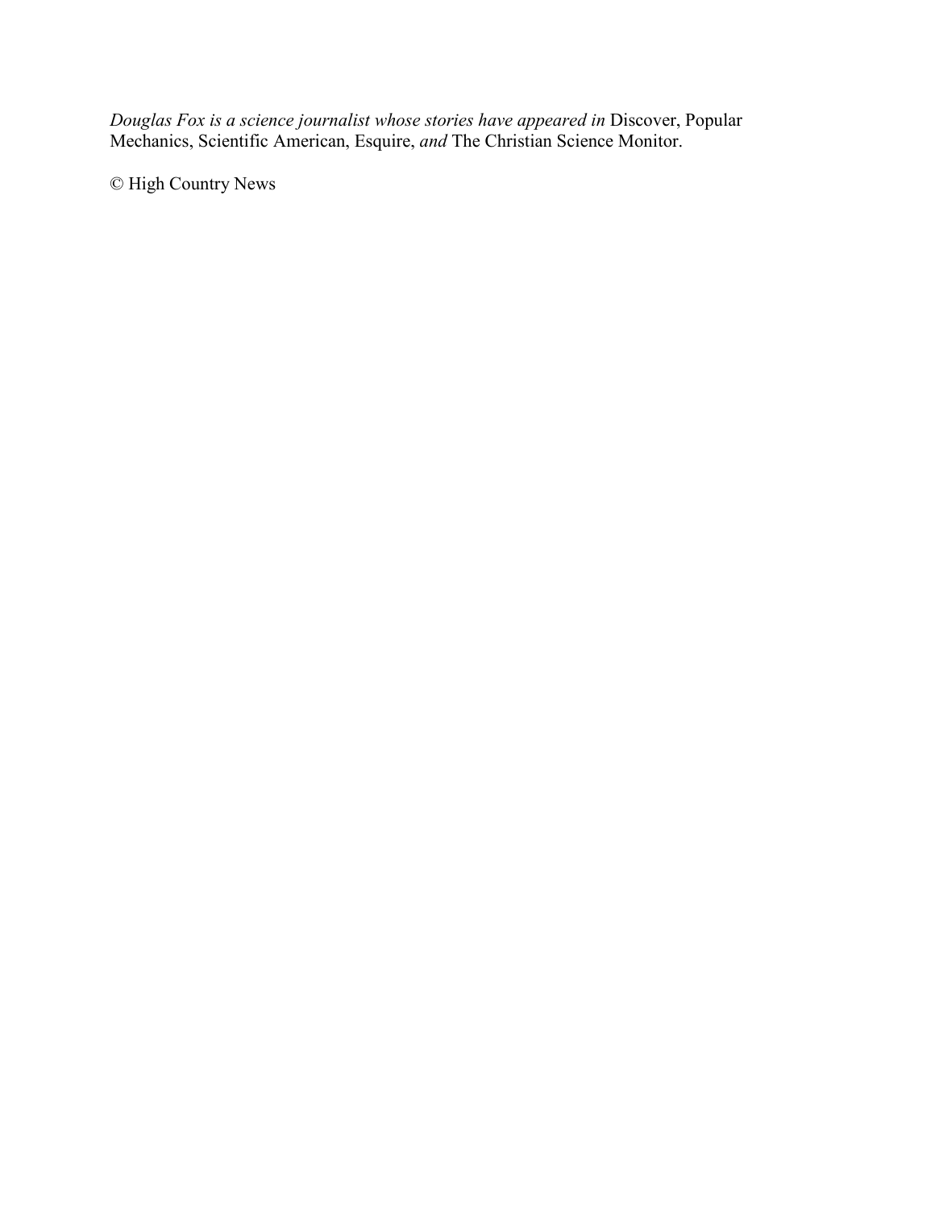*Douglas Fox is a science journalist whose stories have appeared in* Discover, Popular Mechanics, Scientific American, Esquire, *and* The Christian Science Monitor.

© High Country News